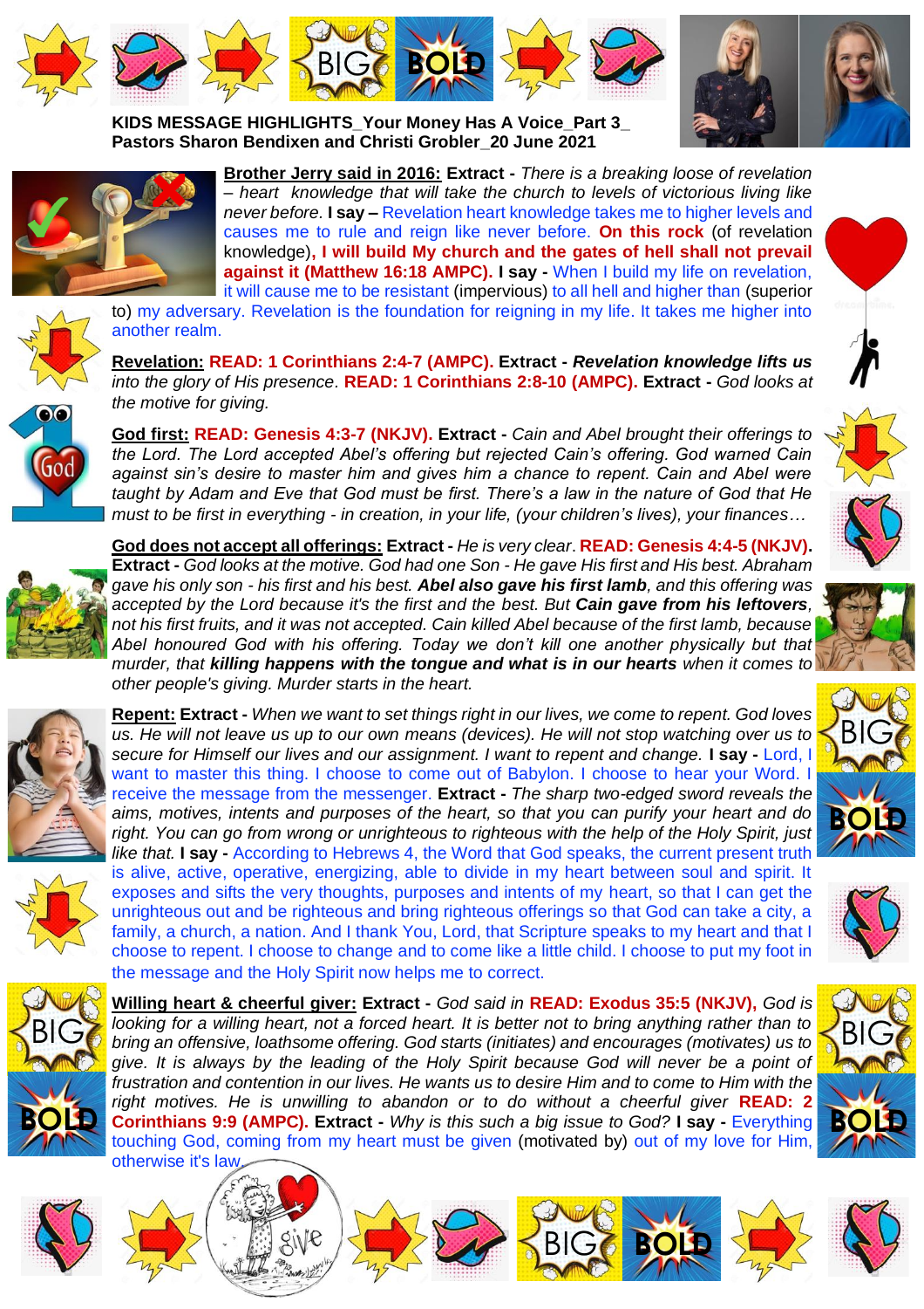**KIDS MESSAGE HIGHLIGHTS_Your Money Has A Voice_Part 3_ Pastors Sharon Bendixen and Christi Grobler_20 June 2021**

**Brother Jerry said in 2016:** **Extract -** *There is a breaking loose of revelation – heart knowledge that will take the church to levels of victorious living like never before.* **I say –** Revelation heart knowledge takes me to higher levels and causes me to rule and reign like never before. **On this rock** (of revelation knowledge)**, I will build My church and the gates of hell shall not prevail against it (Matthew 16:18 AMPC).** **I say -** When I build my life on revelation, it will cause me to be resistant (impervious) to all hell and higher than (superior to) my adversary. Revelation is the foundation for reigning in my life. It takes me higher into another realm.

**Revelation:** **READ: 1 Corinthians 2:4-7 (AMPC).** **Extract -** ***Revelation knowledge lifts us** into the glory of His presence*. **READ: 1 Corinthians 2:8-10 (AMPC).** **Extract -** *God looks at the motive for giving.*

**God first:** **READ: Genesis 4:3-7 (NKJV).** **Extract -** *Cain and Abel brought their offerings to the Lord. The Lord accepted Abel's offering but rejected Cain's offering. God warned Cain against sin's desire to master him and gives him a chance to repent. Cain and Abel were taught by Adam and Eve that God must be first. There's a law in the nature of God that He must to be first in everything - in creation, in your life, (your children's lives), your finances…*

**God does not accept all offerings:** **Extract -** *He is very clear*. **READ: Genesis 4:4-5 (NKJV).** **Extract -** *God looks at the motive. God had one Son - He gave His first and His best. Abraham gave his only son - his first and his best.* ***Abel also gave his first lamb**, and this offering was accepted by the Lord because it's the first and the best. But **Cain gave from his leftovers**, not his first fruits, and it was not accepted. Cain killed Abel because of the first lamb, because Abel honoured God with his offering. Today we don't kill one another physically but that murder, that **killing happens with the tongue and what is in our hearts** when it comes to other people's giving. Murder starts in the heart.*

**Repent:** **Extract -** *When we want to set things right in our lives, we come to repent. God loves us. He will not leave us up to our own means (devices). He will not stop watching over us to secure for Himself our lives and our assignment. I want to repent and change.* **I say -** Lord, I want to master this thing. I choose to come out of Babylon. I choose to hear your Word. I receive the message from the messenger. **Extract -** *The sharp two-edged sword reveals the aims, motives, intents and purposes of the heart, so that you can purify your heart and do right. You can go from wrong or unrighteous to righteous with the help of the Holy Spirit, just like that.* **I say -** According to Hebrews 4, the Word that God speaks, the current present truth is alive, active, operative, energizing, able to divide in my heart between soul and spirit. It exposes and sifts the very thoughts, purposes and intents of my heart, so that I can get the unrighteous out and be righteous and bring righteous offerings so that God can take a city, a family, a church, a nation. And I thank You, Lord, that Scripture speaks to my heart and that I choose to repent. I choose to change and to come like a little child. I choose to put my foot in the message and the Holy Spirit now helps me to correct.

**Willing heart & cheerful giver:** **Extract -** *God said in* **READ: Exodus 35:5 (NKJV),** *God is looking for a willing heart, not a forced heart. It is better not to bring anything rather than to bring an offensive, loathsome offering. God starts (initiates) and encourages (motivates) us to give. It is always by the leading of the Holy Spirit because God will never be a point of frustration and contention in our lives. He wants us to desire Him and to come to Him with the right motives. He is unwilling to abandon or to do without a cheerful giver* **READ: 2 Corinthians 9:9 (AMPC).** **Extract -** *Why is this such a big issue to God?* **I say -** Everything touching God, coming from my heart must be given (motivated by) out of my love for Him, otherwise it's law.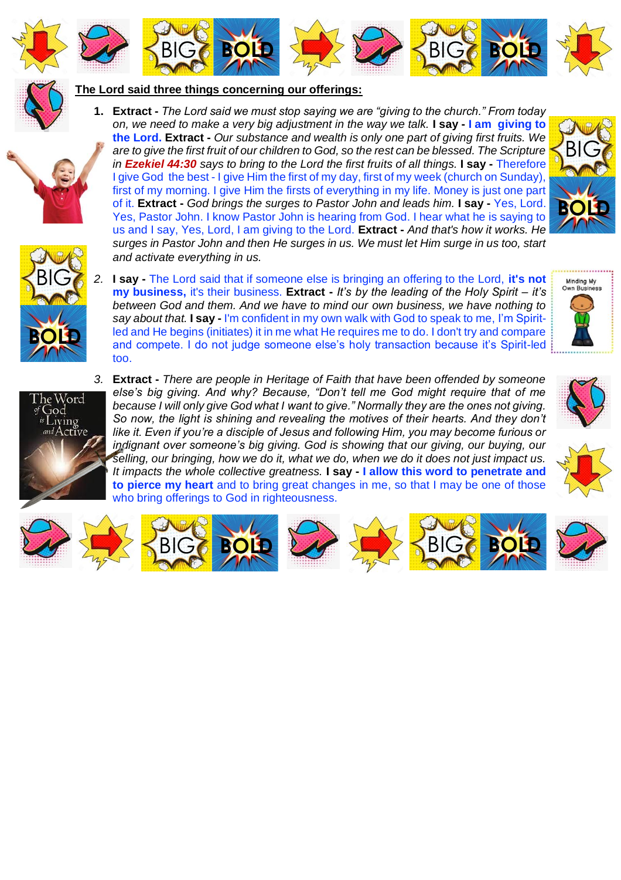**The Lord said three things concerning our offerings:**

1. **Extract -** *The Lord said we must stop saying we are "giving to the church." From today on, we need to make a very big adjustment in the way we talk.* **I say - I am giving to the Lord.** **Extract -** *Our substance and wealth is only one part of giving first fruits. We are to give the first fruit of our children to God, so the rest can be blessed. The Scripture in* ***Ezekiel 44:30*** *says to bring to the Lord the first fruits of all things.* **I say -** Therefore I give God the best - I give Him the first of my day, first of my week (church on Sunday), first of my morning. I give Him the firsts of everything in my life. Money is just one part of it. **Extract -** *God brings the surges to Pastor John and leads him.* **I say -** Yes, Lord. Yes, Pastor John. I know Pastor John is hearing from God. I hear what he is saying to us and I say, Yes, Lord, I am giving to the Lord. **Extract -** *And that's how it works. He surges in Pastor John and then He surges in us. We must let Him surge in us too, start and activate everything in us.*

2. **I say -** The Lord said that if someone else is bringing an offering to the Lord, **it's not my business,** it's their business. **Extract -** *It's by the leading of the Holy Spirit – it's between God and them. And we have to mind our own business, we have nothing to say about that.* **I say -** I'm confident in my own walk with God to speak to me, I'm Spirit-led and He begins (initiates) it in me what He requires me to do. I don't try and compare and compete. I do not judge someone else's holy transaction because it's Spirit-led too.

3. **Extract -** *There are people in Heritage of Faith that have been offended by someone else's big giving. And why? Because, "Don't tell me God might require that of me because I will only give God what I want to give." Normally they are the ones not giving. So now, the light is shining and revealing the motives of their hearts. And they don't like it. Even if you're a disciple of Jesus and following Him, you may become furious or indignant over someone's big giving. God is showing that our giving, our buying, our selling, our bringing, how we do it, what we do, when we do it does not just impact us. It impacts the whole collective greatness.* **I say - I allow this word to penetrate and to pierce my heart** and to bring great changes in me, so that I may be one of those who bring offerings to God in righteousness.